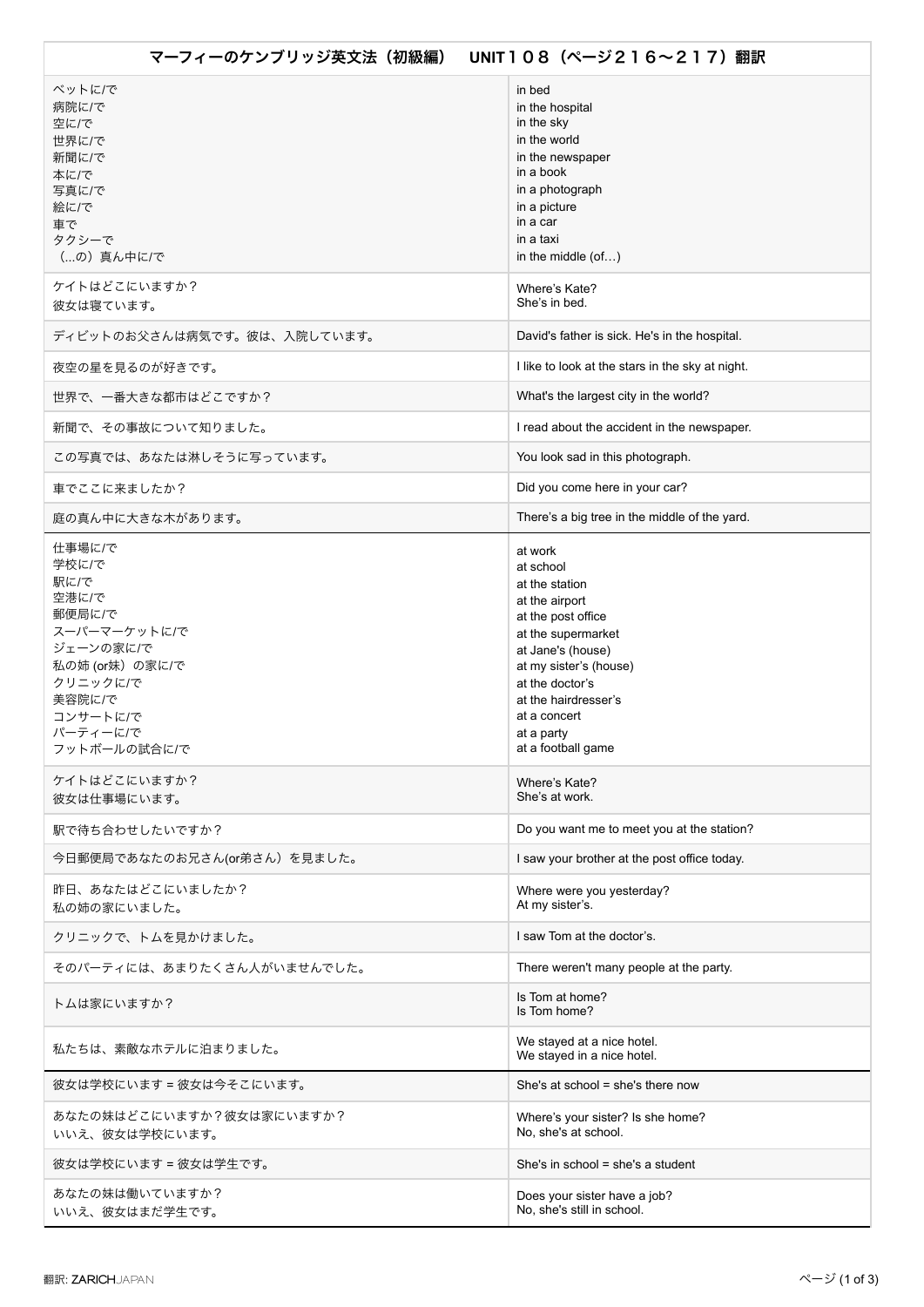| マーフィーのケンブリッジ英文法（初級編）　UNIT１０８（ページ２１６〜２１７）翻訳 | |
|---|---|
| ベットに/で<br>病院に/で<br>空に/で<br>世界に/で<br>新聞に/で<br>本に/で<br>写真に/で<br>絵に/で<br>車で<br>タクシーで<br>（...の）真ん中に/で | in bed<br>in the hospital<br>in the sky<br>in the world<br>in the newspaper<br>in a book<br>in a photograph<br>in a picture<br>in a car<br>in a taxi<br>in the middle (of…) |
| ケイトはどこにいますか？<br>彼女は寝ています。 | Where's Kate?<br>She's in bed. |
| ディビットのお父さんは病気です。彼は、入院しています。 | David's father is sick. He's in the hospital. |
| 夜空の星を見るのが好きです。 | I like to look at the stars in the sky at night. |
| 世界で、一番大きな都市はどこですか？ | What's the largest city in the world? |
| 新聞で、その事故について知りました。 | I read about the accident in the newspaper. |
| この写真では、あなたは淋しそうに写っています。 | You look sad in this photograph. |
| 車でここに来ましたか？ | Did you come here in your car? |
| 庭の真ん中に大きな木があります。 | There's a big tree in the middle of the yard. |
| 仕事場に/で<br>学校に/で<br>駅に/で<br>空港に/で<br>郵便局に/で<br>スーパーマーケットに/で<br>ジェーンの家に/で<br>私の姉 (or妹）の家に/で<br>クリニックに/で<br>美容院に/で<br>コンサートに/で<br>パーティーに/で<br>フットボールの試合に/で | at work<br>at school<br>at the station<br>at the airport<br>at the post office<br>at the supermarket<br>at Jane's (house)<br>at my sister's (house)<br>at the doctor's<br>at the hairdresser's<br>at a concert<br>at a party<br>at a football game |
| ケイトはどこにいますか？<br>彼女は仕事場にいます。 | Where's Kate?<br>She's at work. |
| 駅で待ち合わせしたいですか？ | Do you want me to meet you at the station? |
| 今日郵便局であなたのお兄さん(or弟さん）を見ました。 | I saw your brother at the post office today. |
| 昨日、あなたはどこにいましたか？<br>私の姉の家にいました。 | Where were you yesterday?<br>At my sister's. |
| クリニックで、トムを見かけました。 | I saw Tom at the doctor's. |
| そのパーティには、あまりたくさん人がいませんでした。 | There weren't many people at the party. |
| トムは家にいますか？ | Is Tom at home?<br>Is Tom home? |
| 私たちは、素敵なホテルに泊まりました。 | We stayed at a nice hotel.<br>We stayed in a nice hotel. |
| 彼女は学校にいます = 彼女は今そこにいます。 | She's at school = she's there now |
| あなたの妹はどこにいますか？彼女は家にいますか？<br>いいえ、彼女は学校にいます。 | Where's your sister? Is she home?<br>No, she's at school. |
| 彼女は学校にいます = 彼女は学生です。 | She's in school = she's a student |
| あなたの妹は働いていますか？<br>いいえ、彼女はまだ学生です。 | Does your sister have a job?<br>No, she's still in school. |

翻訳: ZARICHJAPAN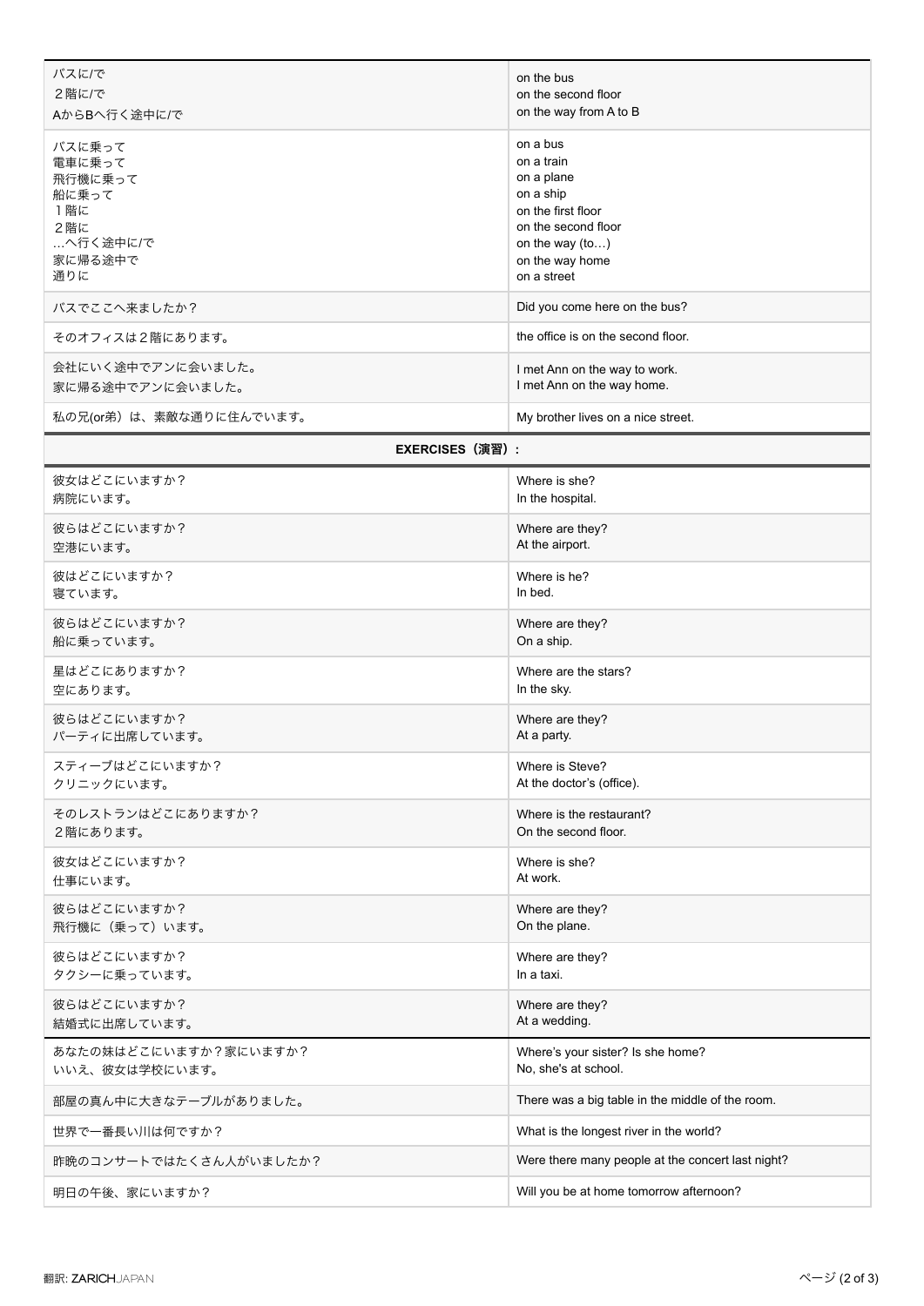| | |
|---|---|
| バスに/で<br>２階に/で<br>AからBへ行く途中に/で | on the bus<br>on the second floor<br>on the way from A to B |
| バスに乗って<br>電車に乗って<br>飛行機に乗って<br>船に乗って<br>１階に<br>２階に<br>…へ行く途中に/で<br>家に帰る途中で<br>通りに | on a bus<br>on a train<br>on a plane<br>on a ship<br>on the first floor<br>on the second floor<br>on the way (to…)<br>on the way home<br>on a street |
| バスでここへ来ましたか？ | Did you come here on the bus? |
| そのオフィスは２階にあります。 | the office is on the second floor. |
| 会社にいく途中でアンに会いました。<br>家に帰る途中でアンに会いました。 | I met Ann on the way to work.<br>I met Ann on the way home. |
| 私の兄(or弟）は、素敵な通りに住んでいます。 | My brother lives on a nice street. |
| **EXERCISES（演習）:** | |
| 彼女はどこにいますか？<br>病院にいます。 | Where is she?<br>In the hospital. |
| 彼らはどこにいますか？<br>空港にいます。 | Where are they?<br>At the airport. |
| 彼はどこにいますか？<br>寝ています。 | Where is he?<br>In bed. |
| 彼らはどこにいますか？<br>船に乗っています。 | Where are they?<br>On a ship. |
| 星はどこにありますか？<br>空にあります。 | Where are the stars?<br>In the sky. |
| 彼らはどこにいますか？<br>パーティに出席しています。 | Where are they?<br>At a party. |
| スティーブはどこにいますか？<br>クリニックにいます。 | Where is Steve?<br>At the doctor's (office). |
| そのレストランはどこにありますか？<br>２階にあります。 | Where is the restaurant?<br>On the second floor. |
| 彼女はどこにいますか？<br>仕事にいます。 | Where is she?<br>At work. |
| 彼らはどこにいますか？<br>飛行機に（乗って）います。 | Where are they?<br>On the plane. |
| 彼らはどこにいますか？<br>タクシーに乗っています。 | Where are they?<br>In a taxi. |
| 彼らはどこにいますか？<br>結婚式に出席しています。 | Where are they?<br>At a wedding. |
| あなたの妹はどこにいますか？家にいますか？<br>いいえ、彼女は学校にいます。 | Where's your sister? Is she home?<br>No, she's at school. |
| 部屋の真ん中に大きなテーブルがありました。 | There was a big table in the middle of the room. |
| 世界で一番長い川は何ですか？ | What is the longest river in the world? |
| 昨晩のコンサートではたくさん人がいましたか？ | Were there many people at the concert last night? |
| 明日の午後、家にいますか？ | Will you be at home tomorrow afternoon? |

翻訳: ZARICHJAPAN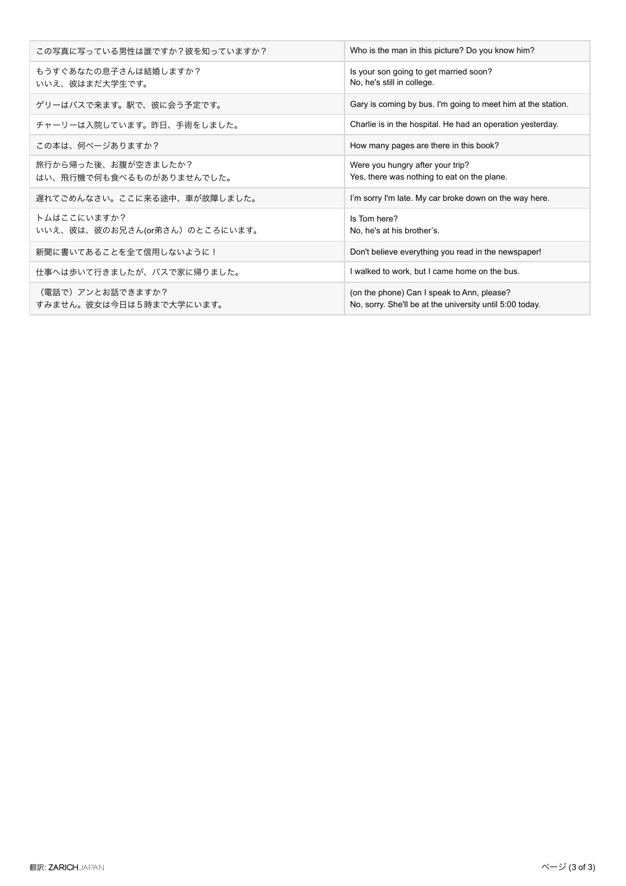| | |
|---|---|
| この写真に写っている男性は誰ですか？彼を知っていますか？ | Who is the man in this picture? Do you know him? |
| もうすぐあなたの息子さんは結婚しますか？<br>いいえ、彼はまだ大学生です。 | Is your son going to get married soon?<br>No, he's still in college. |
| ゲリーはバスで来ます。駅で、彼に会う予定です。 | Gary is coming by bus. I'm going to meet him at the station. |
| チャーリーは入院しています。昨日、手術をしました。 | Charlie is in the hospital. He had an operation yesterday. |
| この本は、何ページありますか？ | How many pages are there in this book? |
| 旅行から帰った後、お腹が空きましたか？<br>はい、飛行機で何も食べるものがありませんでした。 | Were you hungry after your trip?<br>Yes, there was nothing to eat on the plane. |
| 遅れてごめんなさい。ここに来る途中、車が故障しました。 | I'm sorry I'm late. My car broke down on the way here. |
| トムはここにいますか？<br>いいえ、彼は、彼のお兄さん(or弟さん）のところにいます。 | Is Tom here?<br>No, he's at his brother's. |
| 新聞に書いてあることを全て信用しないように！ | Don't believe everything you read in the newspaper! |
| 仕事へは歩いて行きましたが、バスで家に帰りました。 | I walked to work, but I came home on the bus. |
| （電話で）アンとお話できますか？<br>すみません。彼女は今日は５時まで大学にいます。 | (on the phone) Can I speak to Ann, please?<br>No, sorry. She'll be at the university until 5:00 today. |

翻訳: ZARICHJAPAN